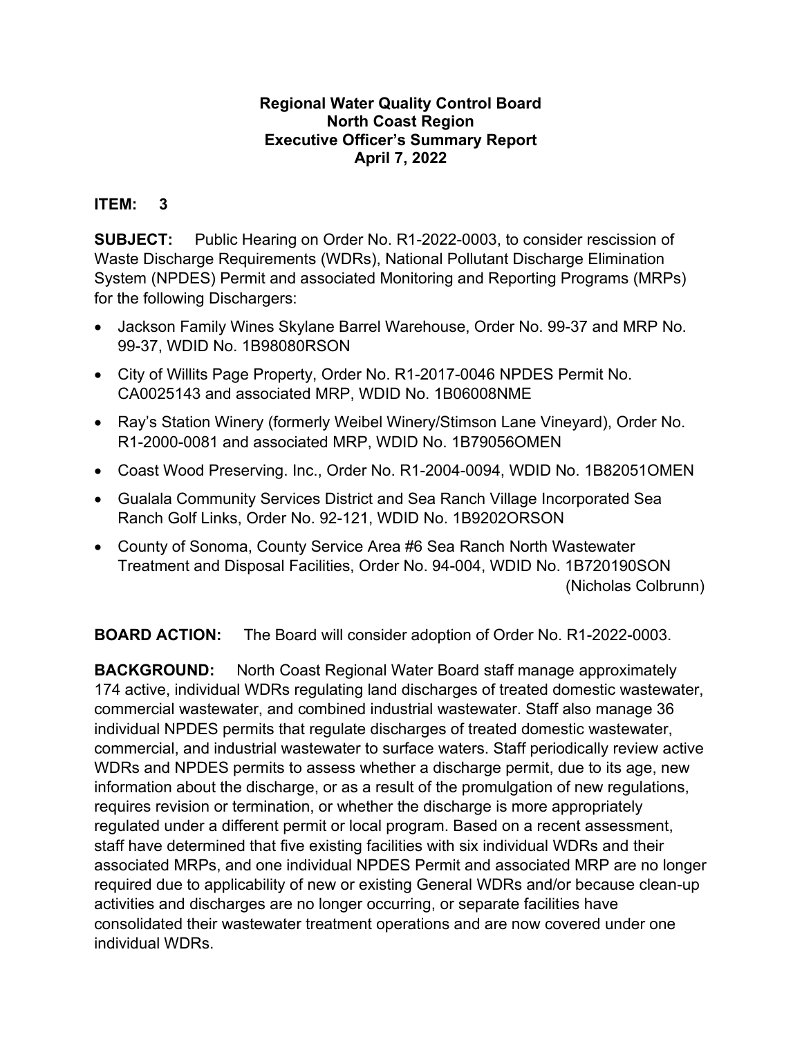**Regional Water Quality Control Board**
**North Coast Region**
**Executive Officer's Summary Report**
**April 7, 2022**

**ITEM: 3**

**SUBJECT:** Public Hearing on Order No. R1-2022-0003, to consider rescission of Waste Discharge Requirements (WDRs), National Pollutant Discharge Elimination System (NPDES) Permit and associated Monitoring and Reporting Programs (MRPs) for the following Dischargers:

- Jackson Family Wines Skylane Barrel Warehouse, Order No. 99-37 and MRP No. 99-37, WDID No. 1B98080RSON
- City of Willits Page Property, Order No. R1-2017-0046 NPDES Permit No. CA0025143 and associated MRP, WDID No. 1B06008NME
- Ray's Station Winery (formerly Weibel Winery/Stimson Lane Vineyard), Order No. R1-2000-0081 and associated MRP, WDID No. 1B79056OMEN
- Coast Wood Preserving. Inc., Order No. R1-2004-0094, WDID No. 1B82051OMEN
- Gualala Community Services District and Sea Ranch Village Incorporated Sea Ranch Golf Links, Order No. 92-121, WDID No. 1B9202ORSON
- County of Sonoma, County Service Area #6 Sea Ranch North Wastewater Treatment and Disposal Facilities, Order No. 94-004, WDID No. 1B720190SON

(Nicholas Colbrunn)

**BOARD ACTION:** The Board will consider adoption of Order No. R1-2022-0003.

**BACKGROUND:** North Coast Regional Water Board staff manage approximately 174 active, individual WDRs regulating land discharges of treated domestic wastewater, commercial wastewater, and combined industrial wastewater. Staff also manage 36 individual NPDES permits that regulate discharges of treated domestic wastewater, commercial, and industrial wastewater to surface waters. Staff periodically review active WDRs and NPDES permits to assess whether a discharge permit, due to its age, new information about the discharge, or as a result of the promulgation of new regulations, requires revision or termination, or whether the discharge is more appropriately regulated under a different permit or local program. Based on a recent assessment, staff have determined that five existing facilities with six individual WDRs and their associated MRPs, and one individual NPDES Permit and associated MRP are no longer required due to applicability of new or existing General WDRs and/or because clean-up activities and discharges are no longer occurring, or separate facilities have consolidated their wastewater treatment operations and are now covered under one individual WDRs.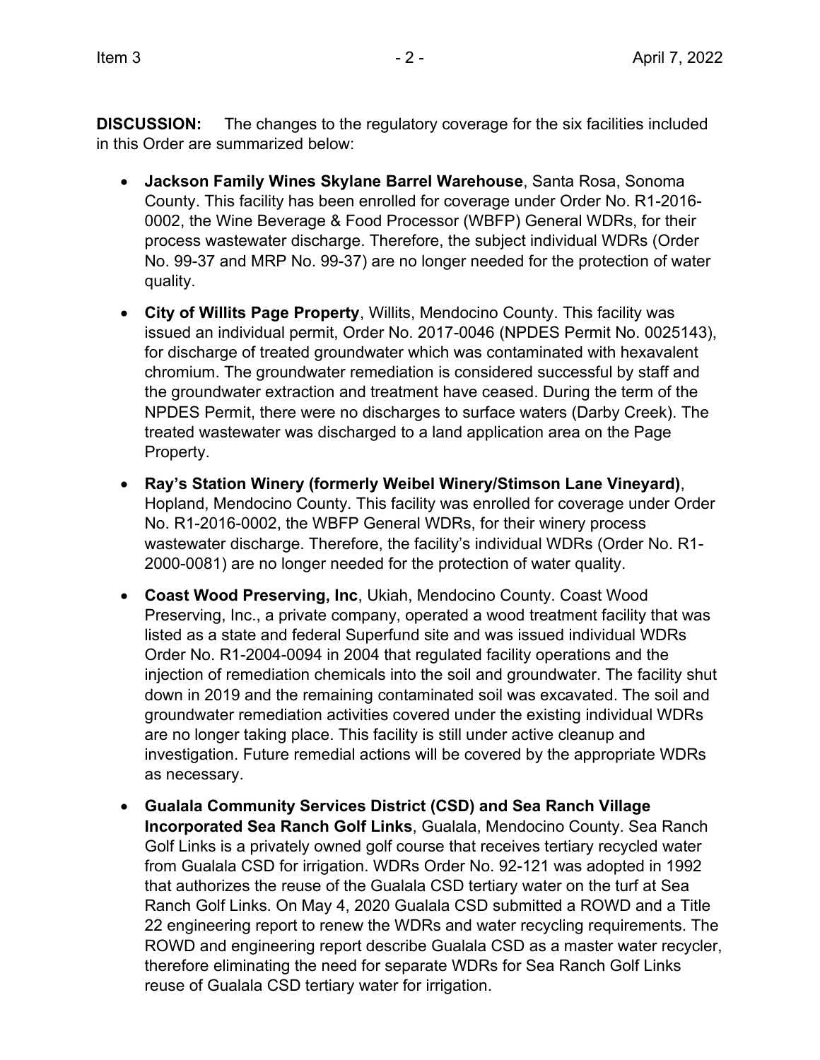**DISCUSSION:** The changes to the regulatory coverage for the six facilities included in this Order are summarized below:

- **Jackson Family Wines Skylane Barrel Warehouse**, Santa Rosa, Sonoma County. This facility has been enrolled for coverage under Order No. R1-2016-0002, the Wine Beverage & Food Processor (WBFP) General WDRs, for their process wastewater discharge. Therefore, the subject individual WDRs (Order No. 99-37 and MRP No. 99-37) are no longer needed for the protection of water quality.
- **City of Willits Page Property**, Willits, Mendocino County. This facility was issued an individual permit, Order No. 2017-0046 (NPDES Permit No. 0025143), for discharge of treated groundwater which was contaminated with hexavalent chromium. The groundwater remediation is considered successful by staff and the groundwater extraction and treatment have ceased. During the term of the NPDES Permit, there were no discharges to surface waters (Darby Creek). The treated wastewater was discharged to a land application area on the Page Property.
- **Ray's Station Winery (formerly Weibel Winery/Stimson Lane Vineyard)**, Hopland, Mendocino County. This facility was enrolled for coverage under Order No. R1-2016-0002, the WBFP General WDRs, for their winery process wastewater discharge. Therefore, the facility's individual WDRs (Order No. R1-2000-0081) are no longer needed for the protection of water quality.
- **Coast Wood Preserving, Inc**, Ukiah, Mendocino County. Coast Wood Preserving, Inc., a private company, operated a wood treatment facility that was listed as a state and federal Superfund site and was issued individual WDRs Order No. R1-2004-0094 in 2004 that regulated facility operations and the injection of remediation chemicals into the soil and groundwater. The facility shut down in 2019 and the remaining contaminated soil was excavated. The soil and groundwater remediation activities covered under the existing individual WDRs are no longer taking place. This facility is still under active cleanup and investigation. Future remedial actions will be covered by the appropriate WDRs as necessary.
- **Gualala Community Services District (CSD) and Sea Ranch Village Incorporated Sea Ranch Golf Links**, Gualala, Mendocino County. Sea Ranch Golf Links is a privately owned golf course that receives tertiary recycled water from Gualala CSD for irrigation. WDRs Order No. 92-121 was adopted in 1992 that authorizes the reuse of the Gualala CSD tertiary water on the turf at Sea Ranch Golf Links. On May 4, 2020 Gualala CSD submitted a ROWD and a Title 22 engineering report to renew the WDRs and water recycling requirements. The ROWD and engineering report describe Gualala CSD as a master water recycler, therefore eliminating the need for separate WDRs for Sea Ranch Golf Links reuse of Gualala CSD tertiary water for irrigation.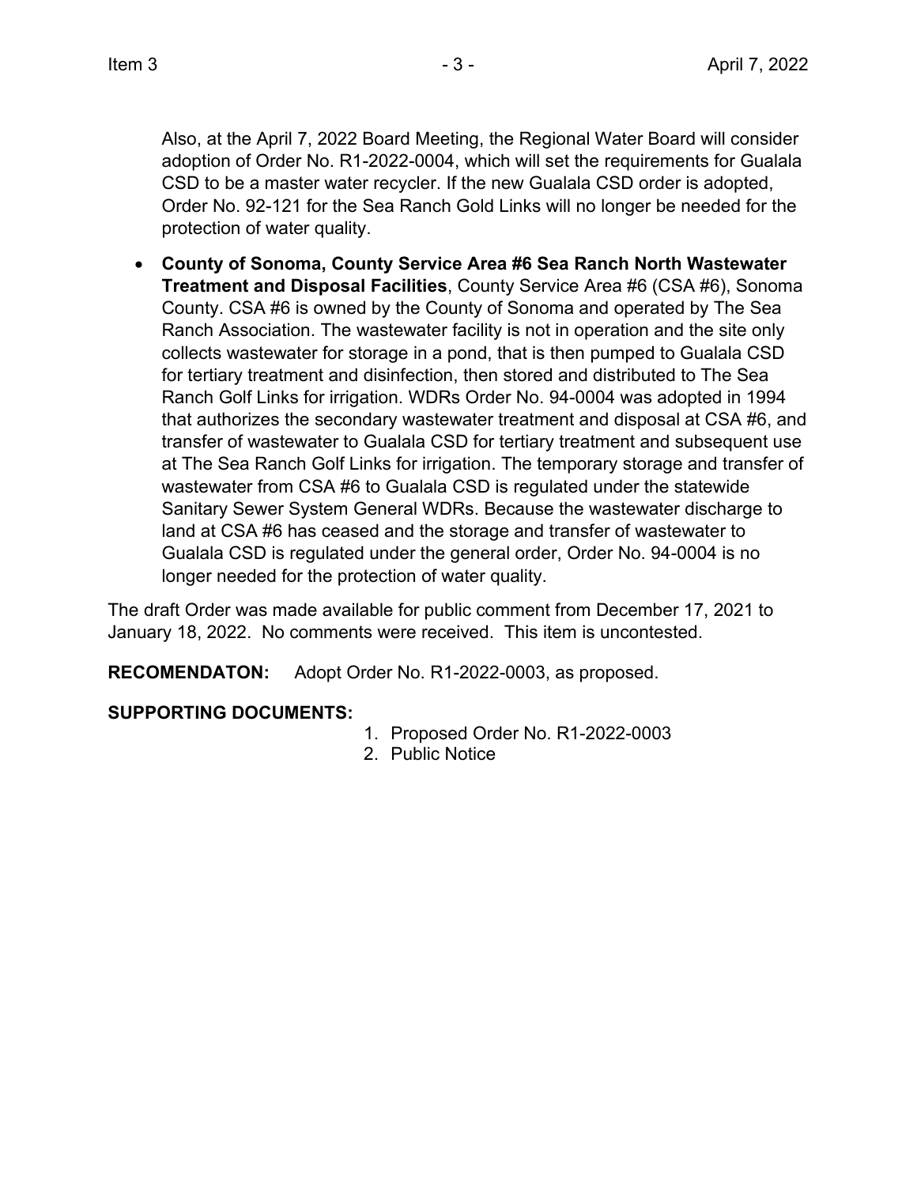Also, at the April 7, 2022 Board Meeting, the Regional Water Board will consider adoption of Order No. R1-2022-0004, which will set the requirements for Gualala CSD to be a master water recycler. If the new Gualala CSD order is adopted, Order No. 92-121 for the Sea Ranch Gold Links will no longer be needed for the protection of water quality.

- **County of Sonoma, County Service Area #6 Sea Ranch North Wastewater Treatment and Disposal Facilities**, County Service Area #6 (CSA #6), Sonoma County. CSA #6 is owned by the County of Sonoma and operated by The Sea Ranch Association. The wastewater facility is not in operation and the site only collects wastewater for storage in a pond, that is then pumped to Gualala CSD for tertiary treatment and disinfection, then stored and distributed to The Sea Ranch Golf Links for irrigation. WDRs Order No. 94-0004 was adopted in 1994 that authorizes the secondary wastewater treatment and disposal at CSA #6, and transfer of wastewater to Gualala CSD for tertiary treatment and subsequent use at The Sea Ranch Golf Links for irrigation. The temporary storage and transfer of wastewater from CSA #6 to Gualala CSD is regulated under the statewide Sanitary Sewer System General WDRs. Because the wastewater discharge to land at CSA #6 has ceased and the storage and transfer of wastewater to Gualala CSD is regulated under the general order, Order No. 94-0004 is no longer needed for the protection of water quality.

The draft Order was made available for public comment from December 17, 2021 to January 18, 2022. No comments were received. This item is uncontested.

**RECOMENDATON:** Adopt Order No. R1-2022-0003, as proposed.

**SUPPORTING DOCUMENTS:**

1. Proposed Order No. R1-2022-0003
2. Public Notice